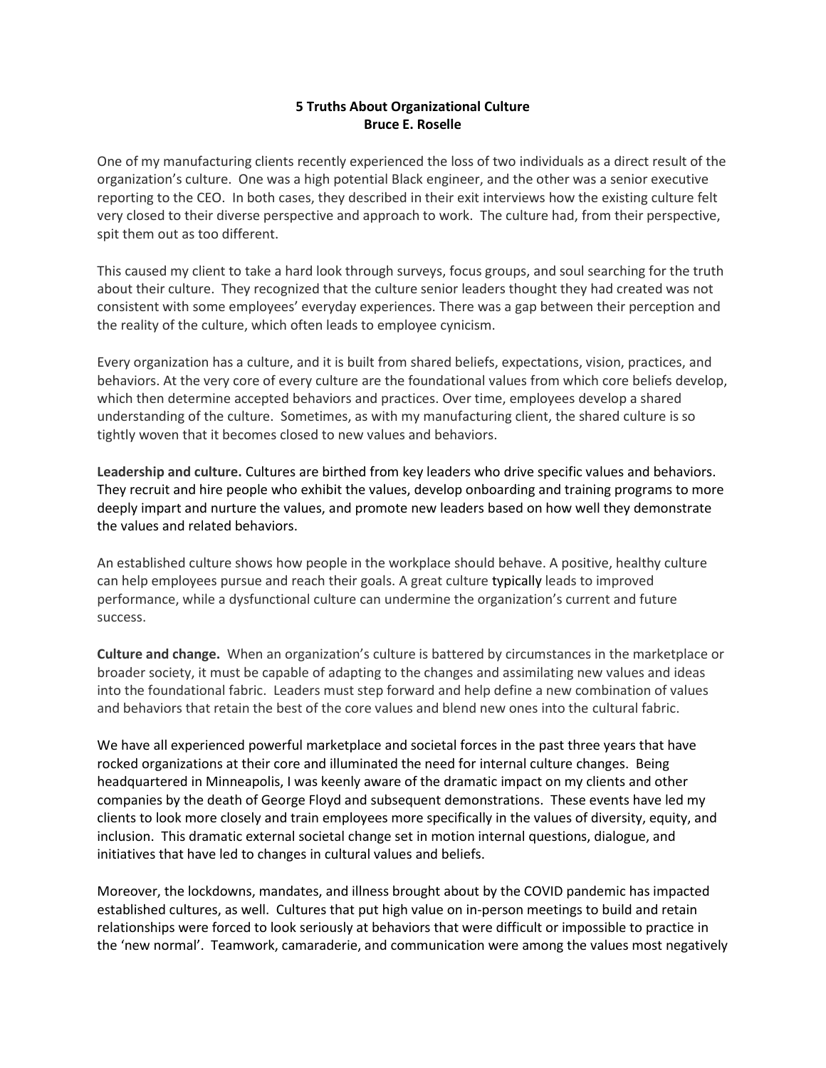# 5 Truths About Organizational Culture

**Bruce E. Roselle**

One of my manufacturing clients recently experienced the loss of two individuals as a direct result of the organization's culture. One was a high potential Black engineer, and the other was a senior executive reporting to the CEO. In both cases, they described in their exit interviews how the existing culture felt very closed to their diverse perspective and approach to work. The culture had, from their perspective, spit them out as too different.

This caused my client to take a hard look through surveys, focus groups, and soul searching for the truth about their culture. They recognized that the culture senior leaders thought they had created was not consistent with some employees' everyday experiences. There was a gap between their perception and the reality of the culture, which often leads to employee cynicism.

Every organization has a culture, and it is built from shared beliefs, expectations, vision, practices, and behaviors. At the very core of every culture are the foundational values from which core beliefs develop, which then determine accepted behaviors and practices. Over time, employees develop a shared understanding of the culture. Sometimes, as with my manufacturing client, the shared culture is so tightly woven that it becomes closed to new values and behaviors.

**Leadership and culture.** Cultures are birthed from key leaders who drive specific values and behaviors. They recruit and hire people who exhibit the values, develop onboarding and training programs to more deeply impart and nurture the values, and promote new leaders based on how well they demonstrate the values and related behaviors.

An established culture shows how people in the workplace should behave. A positive, healthy culture can help employees pursue and reach their goals. A great culture typically leads to improved performance, while a dysfunctional culture can undermine the organization's current and future success.

**Culture and change.** When an organization's culture is battered by circumstances in the marketplace or broader society, it must be capable of adapting to the changes and assimilating new values and ideas into the foundational fabric. Leaders must step forward and help define a new combination of values and behaviors that retain the best of the core values and blend new ones into the cultural fabric.

We have all experienced powerful marketplace and societal forces in the past three years that have rocked organizations at their core and illuminated the need for internal culture changes. Being headquartered in Minneapolis, I was keenly aware of the dramatic impact on my clients and other companies by the death of George Floyd and subsequent demonstrations. These events have led my clients to look more closely and train employees more specifically in the values of diversity, equity, and inclusion. This dramatic external societal change set in motion internal questions, dialogue, and initiatives that have led to changes in cultural values and beliefs.

Moreover, the lockdowns, mandates, and illness brought about by the COVID pandemic has impacted established cultures, as well. Cultures that put high value on in-person meetings to build and retain relationships were forced to look seriously at behaviors that were difficult or impossible to practice in the 'new normal'. Teamwork, camaraderie, and communication were among the values most negatively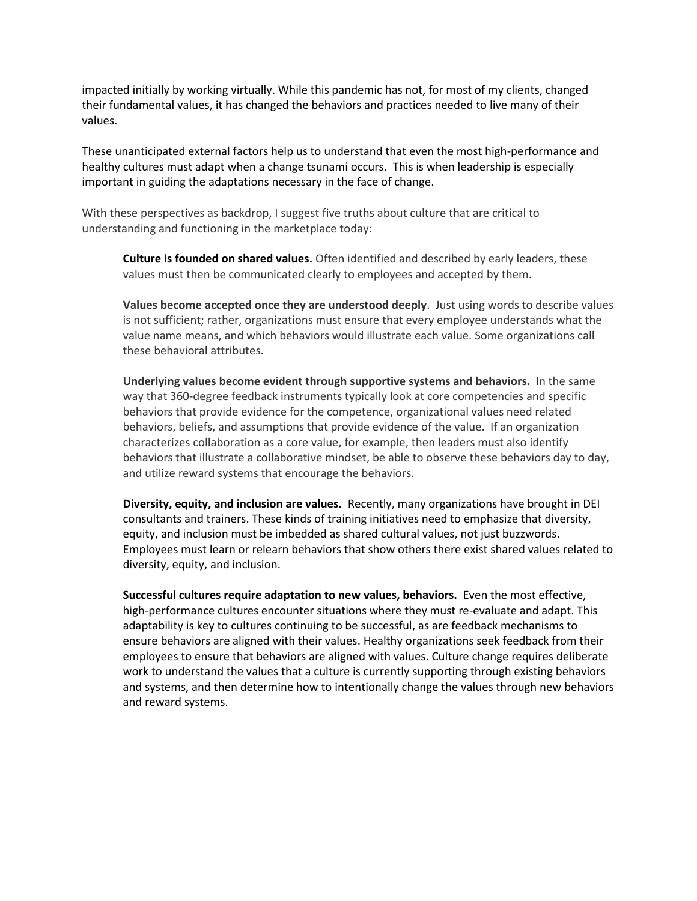impacted initially by working virtually. While this pandemic has not, for most of my clients, changed their fundamental values, it has changed the behaviors and practices needed to live many of their values.

These unanticipated external factors help us to understand that even the most high-performance and healthy cultures must adapt when a change tsunami occurs. This is when leadership is especially important in guiding the adaptations necessary in the face of change.

With these perspectives as backdrop, I suggest five truths about culture that are critical to understanding and functioning in the marketplace today:

> **Culture is founded on shared values.** Often identified and described by early leaders, these values must then be communicated clearly to employees and accepted by them.
>
> **Values become accepted once they are understood deeply**. Just using words to describe values is not sufficient; rather, organizations must ensure that every employee understands what the value name means, and which behaviors would illustrate each value. Some organizations call these behavioral attributes.
>
> **Underlying values become evident through supportive systems and behaviors.** In the same way that 360-degree feedback instruments typically look at core competencies and specific behaviors that provide evidence for the competence, organizational values need related behaviors, beliefs, and assumptions that provide evidence of the value. If an organization characterizes collaboration as a core value, for example, then leaders must also identify behaviors that illustrate a collaborative mindset, be able to observe these behaviors day to day, and utilize reward systems that encourage the behaviors.
>
> **Diversity, equity, and inclusion are values.** Recently, many organizations have brought in DEI consultants and trainers. These kinds of training initiatives need to emphasize that diversity, equity, and inclusion must be imbedded as shared cultural values, not just buzzwords. Employees must learn or relearn behaviors that show others there exist shared values related to diversity, equity, and inclusion.
>
> **Successful cultures require adaptation to new values, behaviors.** Even the most effective, high-performance cultures encounter situations where they must re-evaluate and adapt. This adaptability is key to cultures continuing to be successful, as are feedback mechanisms to ensure behaviors are aligned with their values. Healthy organizations seek feedback from their employees to ensure that behaviors are aligned with values. Culture change requires deliberate work to understand the values that a culture is currently supporting through existing behaviors and systems, and then determine how to intentionally change the values through new behaviors and reward systems.